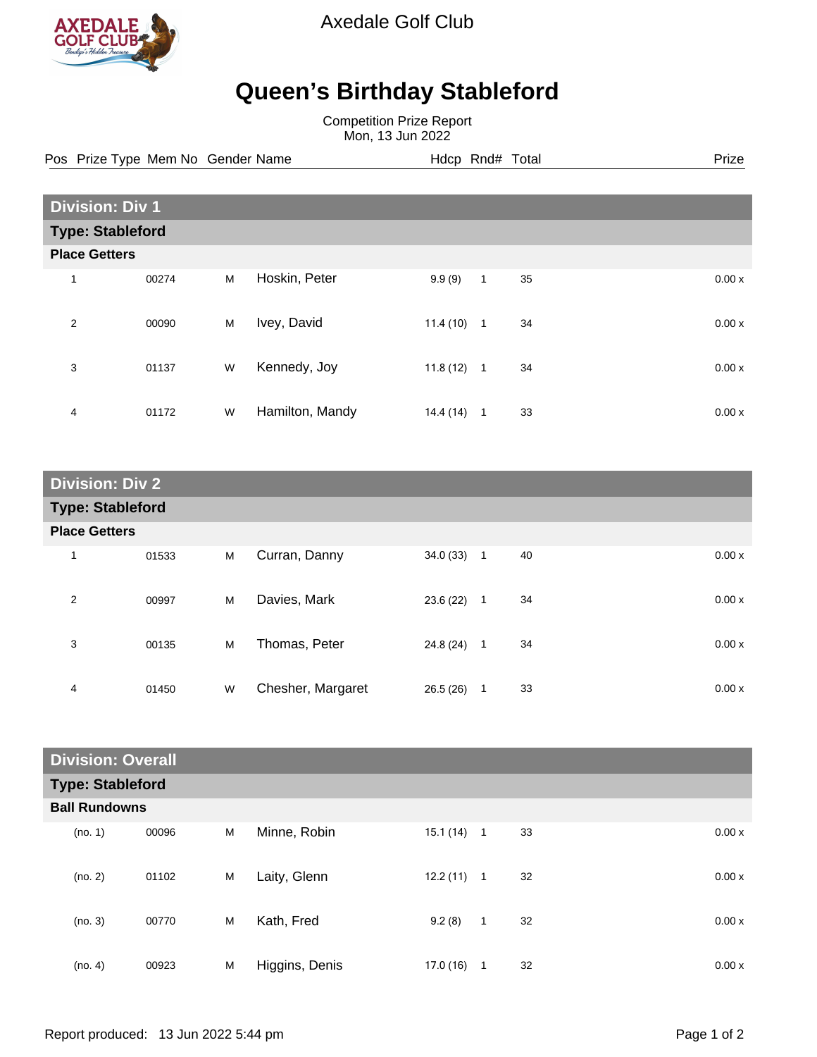Axedale Golf Club

# Queen's Birthday Stableford

Competition Prize Report
Mon, 13 Jun 2022

| Pos | Prize Type | Mem No | Gender | Name | Hdcp | Rnd# | Total | Prize |
|---|---|---|---|---|---|---|---|---|
| **Division: Div 1** | | | | | | | | |
| **Type: Stableford** | | | | | | | | |
| **Place Getters** | | | | | | | | |
| 1 | | 00274 | M | Hoskin, Peter | 9.9 (9) | 1 | 35 | 0.00 x |
| 2 | | 00090 | M | Ivey, David | 11.4 (10) | 1 | 34 | 0.00 x |
| 3 | | 01137 | W | Kennedy, Joy | 11.8 (12) | 1 | 34 | 0.00 x |
| 4 | | 01172 | W | Hamilton, Mandy | 14.4 (14) | 1 | 33 | 0.00 x |
| **Division: Div 2** | | | | | | | | |
| **Type: Stableford** | | | | | | | | |
| **Place Getters** | | | | | | | | |
| 1 | | 01533 | M | Curran, Danny | 34.0 (33) | 1 | 40 | 0.00 x |
| 2 | | 00997 | M | Davies, Mark | 23.6 (22) | 1 | 34 | 0.00 x |
| 3 | | 00135 | M | Thomas, Peter | 24.8 (24) | 1 | 34 | 0.00 x |
| 4 | | 01450 | W | Chesher, Margaret | 26.5 (26) | 1 | 33 | 0.00 x |
| **Division: Overall** | | | | | | | | |
| **Type: Stableford** | | | | | | | | |
| **Ball Rundowns** | | | | | | | | |
| (no. 1) | | 00096 | M | Minne, Robin | 15.1 (14) | 1 | 33 | 0.00 x |
| (no. 2) | | 01102 | M | Laity, Glenn | 12.2 (11) | 1 | 32 | 0.00 x |
| (no. 3) | | 00770 | M | Kath, Fred | 9.2 (8) | 1 | 32 | 0.00 x |
| (no. 4) | | 00923 | M | Higgins, Denis | 17.0 (16) | 1 | 32 | 0.00 x |

Report produced: 13 Jun 2022 5:44 pm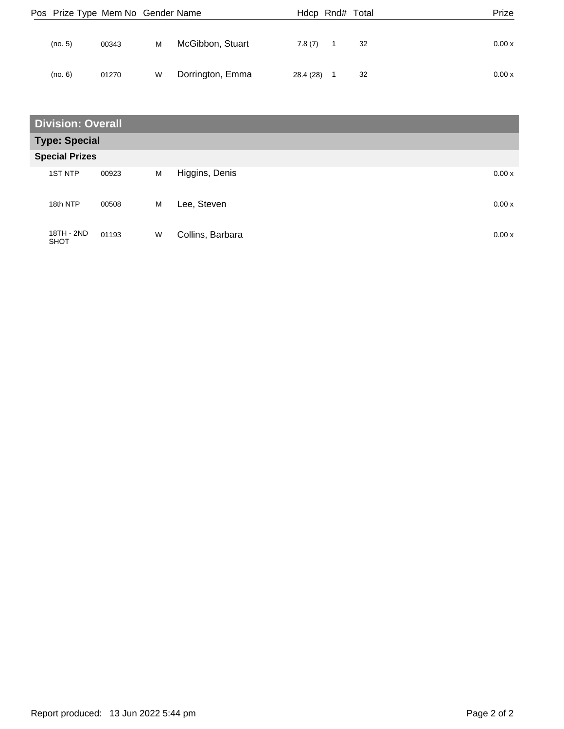| Pos | Prize Type | Mem No | Gender | Name | Hdcp | Rnd# | Total | Prize |
|---|---|---|---|---|---|---|---|---|
| | (no. 5) | 00343 | M | McGibbon, Stuart | 7.8 (7) | 1 | 32 | 0.00 x |
| | (no. 6) | 01270 | W | Dorrington, Emma | 28.4 (28) | 1 | 32 | 0.00 x |

## Division: Overall

### Type: Special

#### Special Prizes

| | | | | |
|---|---|---|---|---|
| 1ST NTP | 00923 | M | Higgins, Denis | 0.00 x |
| 18th NTP | 00508 | M | Lee, Steven | 0.00 x |
| 18TH - 2ND SHOT | 01193 | W | Collins, Barbara | 0.00 x |

Report produced: 13 Jun 2022 5:44 pm